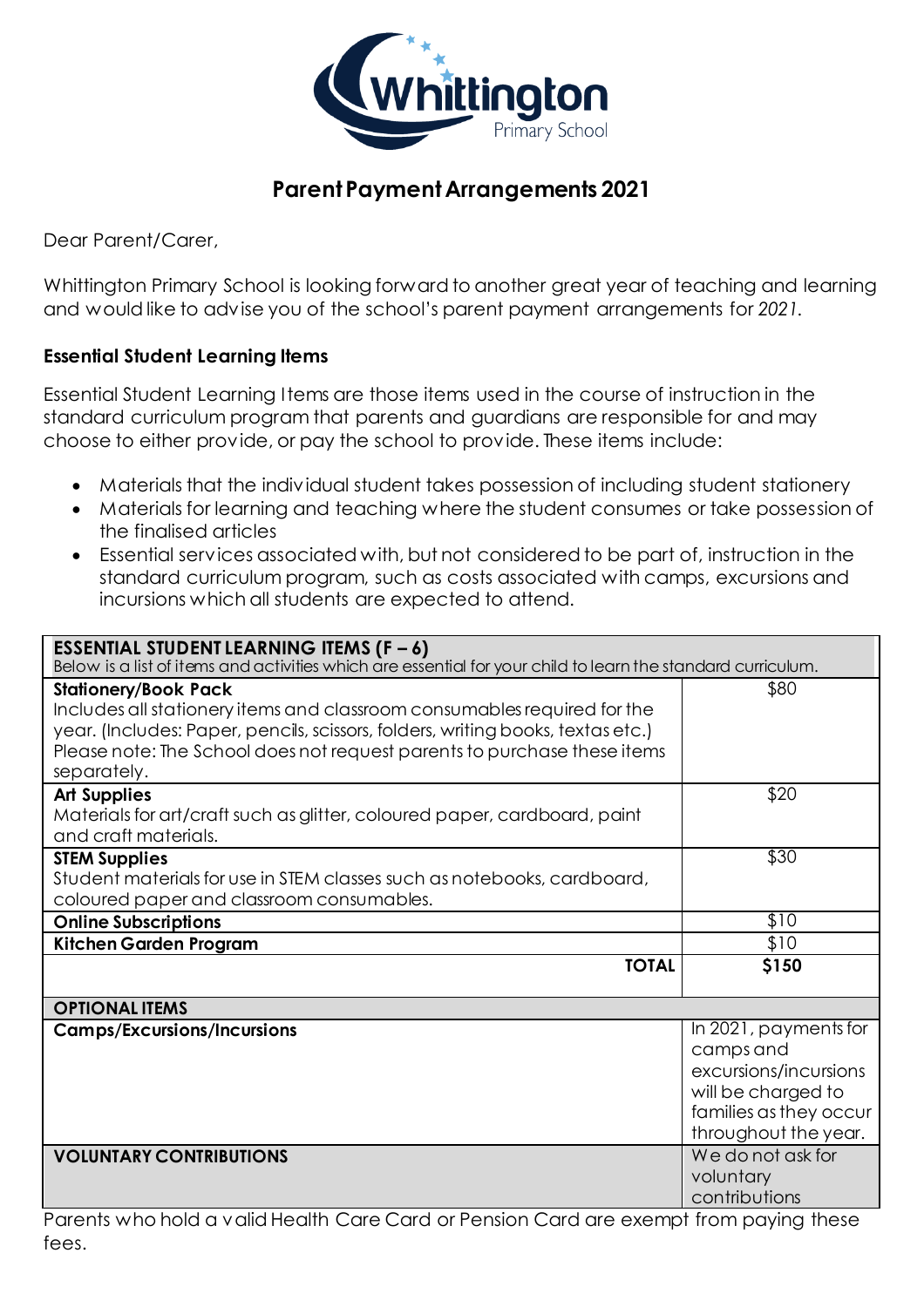# Parent Payment Arrangements 2021

Dear Parent/Carer,

Whittington Primary School is looking forward to another great year of teaching and learning and would like to advise you of the school's parent payment arrangements for *2021*.

### Essential Student Learning Items

Essential Student Learning Items are those items used in the course of instruction in the standard curriculum program that parents and guardians are responsible for and may choose to either provide, or pay the school to provide. These items include:

- Materials that the individual student takes possession of including student stationery
- Materials for learning and teaching where the student consumes or take possession of the finalised articles
- Essential services associated with, but not considered to be part of, instruction in the standard curriculum program, such as costs associated with camps, excursions and incursions which all students are expected to attend.

| **ESSENTIAL STUDENT LEARNING ITEMS (F – 6)**<br>Below is a list of items and activities which are essential for your child to learn the standard curriculum. | |
|---|---|
| **Stationery/Book Pack**<br>Includes all stationery items and classroom consumables required for the year. (Includes: Paper, pencils, scissors, folders, writing books, textas etc.) Please note: The School does not request parents to purchase these items separately. | $80 |
| **Art Supplies**<br>Materials for art/craft such as glitter, coloured paper, cardboard, paint and craft materials. | $20 |
| **STEM Supplies**<br>Student materials for use in STEM classes such as notebooks, cardboard, coloured paper and classroom consumables. | $30 |
| **Online Subscriptions** | $10 |
| **Kitchen Garden Program** | $10 |
| **TOTAL** | **$150** |
| **OPTIONAL ITEMS** | |
| **Camps/Excursions/Incursions** | In 2021, payments for camps and excursions/incursions will be charged to families as they occur throughout the year. |
| **VOLUNTARY CONTRIBUTIONS** | We do not ask for voluntary contributions |

Parents who hold a valid Health Care Card or Pension Card are exempt from paying these fees.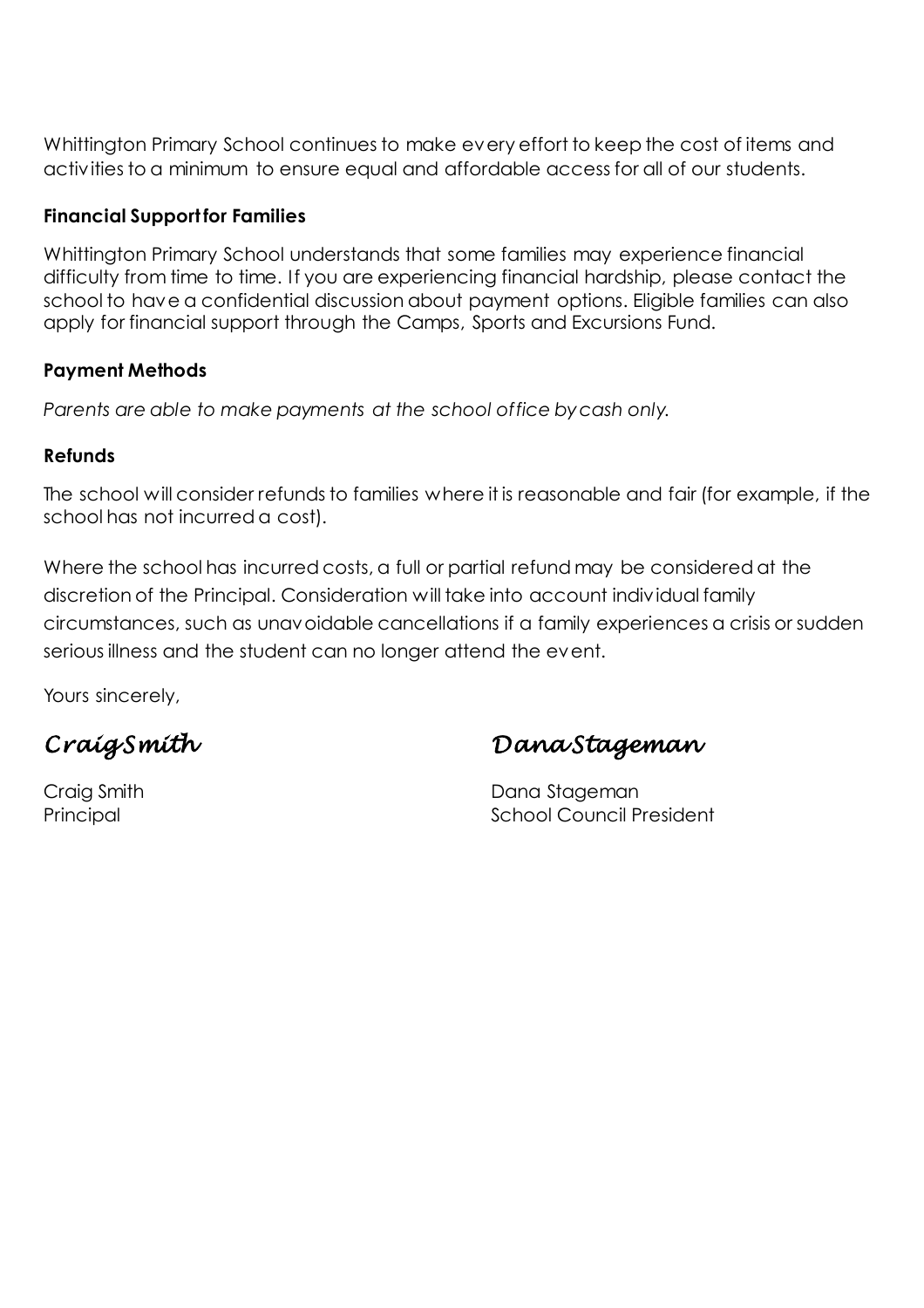Whittington Primary School continues to make every effort to keep the cost of items and activities to a minimum to ensure equal and affordable access for all of our students.

**Financial Support for Families**

Whittington Primary School understands that some families may experience financial difficulty from time to time. If you are experiencing financial hardship, please contact the school to have a confidential discussion about payment options. Eligible families can also apply for financial support through the Camps, Sports and Excursions Fund.

**Payment Methods**

*Parents are able to make payments at the school office by cash only.*

**Refunds**

The school will consider refunds to families where it is reasonable and fair (for example, if the school has not incurred a cost).

Where the school has incurred costs, a full or partial refund may be considered at the discretion of the Principal. Consideration will take into account individual family circumstances, such as unavoidable cancellations if a family experiences a crisis or sudden serious illness and the student can no longer attend the event.

Yours sincerely,

*Craig Smith*

Craig Smith
Principal

*Dana Stageman*

Dana Stageman
School Council President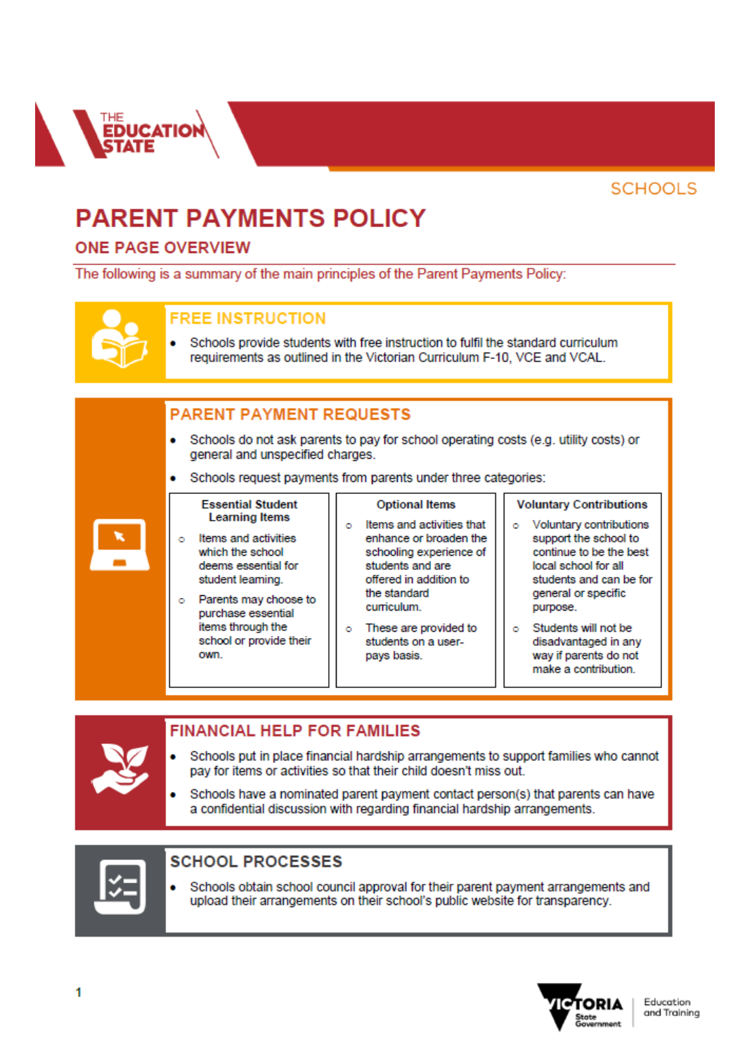SCHOOLS

# PARENT PAYMENTS POLICY

## ONE PAGE OVERVIEW

The following is a summary of the main principles of the Parent Payments Policy:

### FREE INSTRUCTION

- Schools provide students with free instruction to fulfil the standard curriculum requirements as outlined in the Victorian Curriculum F-10, VCE and VCAL.

### PARENT PAYMENT REQUESTS

- Schools do not ask parents to pay for school operating costs (e.g. utility costs) or general and unspecified charges.
- Schools request payments from parents under three categories:

| Essential Student Learning Items | Optional Items | Voluntary Contributions |
|---|---|---|
| ○ Items and activities which the school deems essential for student learning.<br>○ Parents may choose to purchase essential items through the school or provide their own. | ○ Items and activities that enhance or broaden the schooling experience of students and are offered in addition to the standard curriculum.<br>○ These are provided to students on a user-pays basis. | ○ Voluntary contributions support the school to continue to be the best local school for all students and can be for general or specific purpose.<br>○ Students will not be disadvantaged in any way if parents do not make a contribution. |

### FINANCIAL HELP FOR FAMILIES

- Schools put in place financial hardship arrangements to support families who cannot pay for items or activities so that their child doesn't miss out.
- Schools have a nominated parent payment contact person(s) that parents can have a confidential discussion with regarding financial hardship arrangements.

### SCHOOL PROCESSES

- Schools obtain school council approval for their parent payment arrangements and upload their arrangements on their school's public website for transparency.